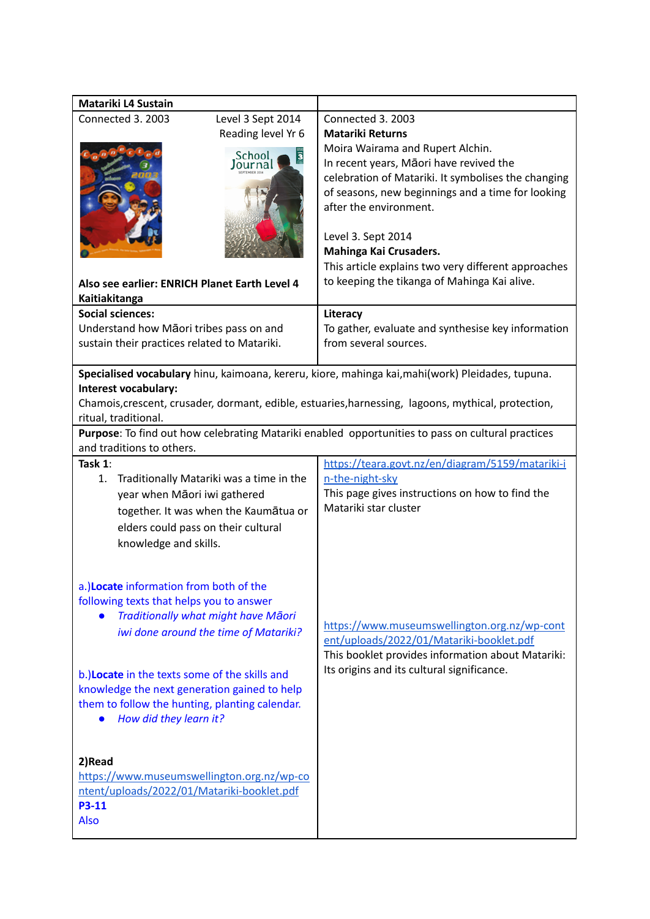| Matariki L4 Sustain | |
|---|---|
| Connected 3. 2003 Level 3 Sept 2014 Reading level Yr 6<br><br>**Also see earlier: ENRICH Planet Earth Level 4 Kaitiakitanga** | Connected 3. 2003<br>**Matariki Returns**<br>Moira Wairama and Rupert Alchin.<br>In recent years, Māori have revived the celebration of Matariki. It symbolises the changing of seasons, new beginnings and a time for looking after the environment.<br><br>Level 3. Sept 2014<br>**Mahinga Kai Crusaders.**<br>This article explains two very different approaches to keeping the tikanga of Mahinga Kai alive. |
| **Social sciences:**<br>Understand how Māori tribes pass on and sustain their practices related to Matariki. | **Literacy**<br>To gather, evaluate and synthesise key information from several sources. |
| **Specialised vocabulary** hinu, kaimoana, kereru, kiore, mahinga kai,mahi(work) Pleidades, tupuna.<br>**Interest vocabulary:**<br>Chamois,crescent, crusader, dormant, edible, estuaries,harnessing, lagoons, mythical, protection, ritual, traditional. | |
| **Purpose**: To find out how celebrating Matariki enabled opportunities to pass on cultural practices and traditions to others. | |
| **Task 1**:<br>1. Traditionally Matariki was a time in the year when Māori iwi gathered together. It was when the Kaumātua or elders could pass on their cultural knowledge and skills.<br><br>a.)**Locate** information from both of the following texts that helps you to answer<br>• *Traditionally what might have Māori iwi done around the time of Matariki?*<br><br>b.)**Locate** in the texts some of the skills and knowledge the next generation gained to help them to follow the hunting, planting calendar.<br>• *How did they learn it?*<br><br>**2)Read**<br>https://www.museumswellington.org.nz/wp-content/uploads/2022/01/Matariki-booklet.pdf<br>**P3-11**<br>Also | https://teara.govt.nz/en/diagram/5159/matariki-in-the-night-sky<br>This page gives instructions on how to find the Matariki star cluster<br><br>https://www.museumswellington.org.nz/wp-content/uploads/2022/01/Matariki-booklet.pdf<br>This booklet provides information about Matariki: Its origins and its cultural significance. |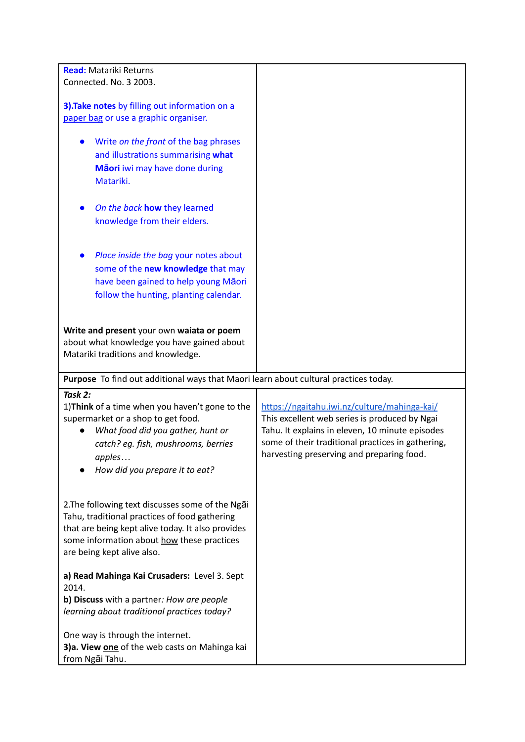| | |
|---|---|
| **Read:** Matariki Returns<br>Connected. No. 3 2003.<br><br>**3).Take notes** by filling out information on a paper bag or use a graphic organiser.<br><br>• Write *on the front* of the bag phrases and illustrations summarising **what Māori** iwi may have done during Matariki.<br><br>• *On the back* **how** they learned knowledge from their elders.<br><br>• *Place inside the bag* your notes about some of the **new knowledge** that may have been gained to help young Māori follow the hunting, planting calendar.<br><br>**Write and present** your own **waiata or poem** about what knowledge you have gained about Matariki traditions and knowledge. | |
| **Purpose** To find out additional ways that Maori learn about cultural practices today. | |
| ***Task 2:***<br>1)**Think** of a time when you haven't gone to the supermarket or a shop to get food.<br>• *What food did you gather, hunt or catch? eg. fish, mushrooms, berries apples…*<br>• *How did you prepare it to eat?*<br><br>2.The following text discusses some of the Ngāi Tahu, traditional practices of food gathering that are being kept alive today. It also provides some information about how these practices are being kept alive also.<br><br>**a) Read Mahinga Kai Crusaders:** Level 3. Sept 2014.<br>**b) Discuss** with a partner*: How are people learning about traditional practices today?*<br><br>One way is through the internet.<br>**3)a. View one** of the web casts on Mahinga kai from Ngāi Tahu. | https://ngaitahu.iwi.nz/culture/mahinga-kai/<br>This excellent web series is produced by Ngai Tahu. It explains in eleven, 10 minute episodes some of their traditional practices in gathering, harvesting preserving and preparing food. |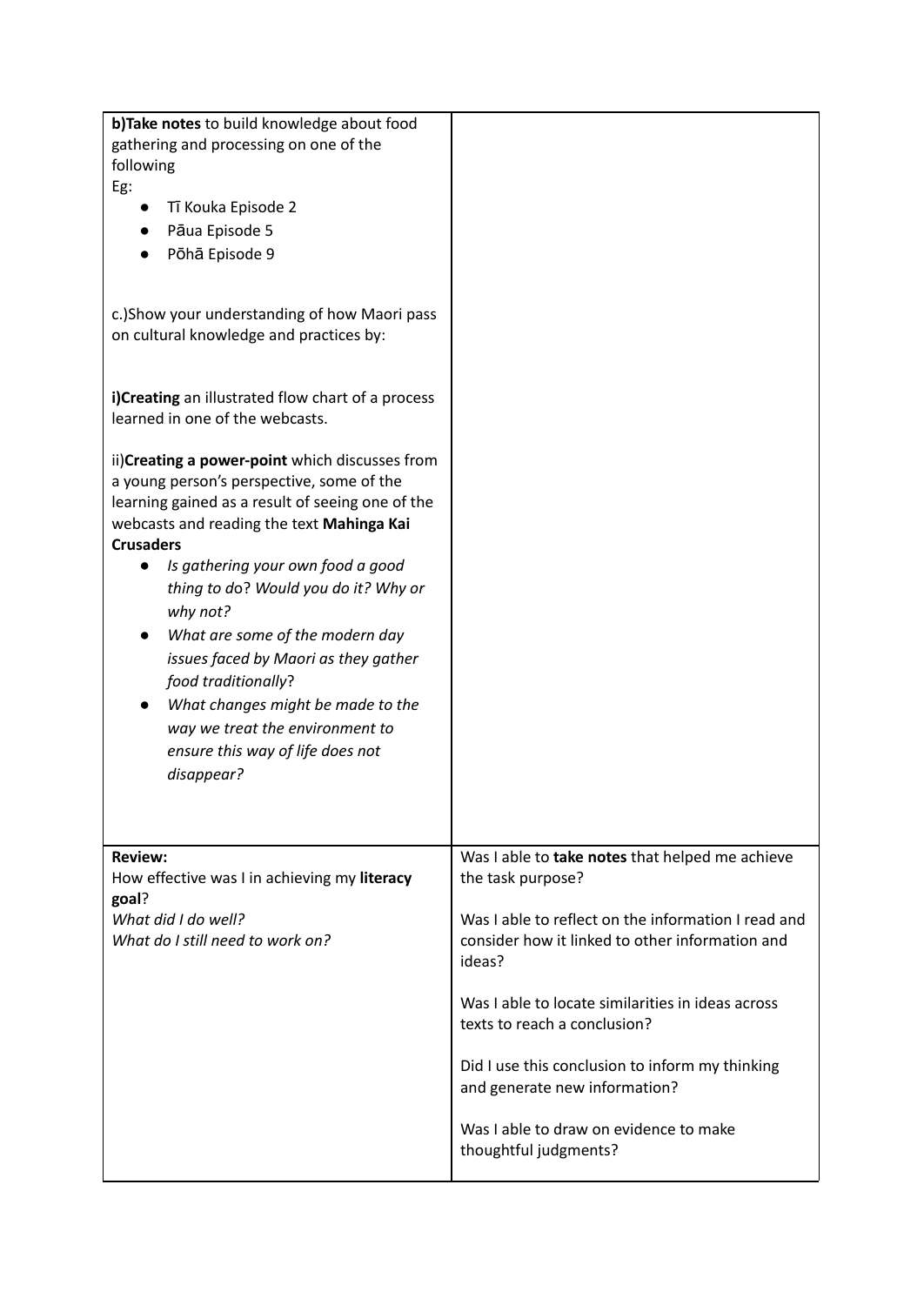| | |
|---|---|
| **b)Take notes** to build knowledge about food gathering and processing on one of the following<br>Eg:<br>• Tī Kouka Episode 2<br>• Pāua Episode 5<br>• Pōhā Episode 9<br><br>c.)Show your understanding of how Maori pass on cultural knowledge and practices by:<br><br>**i)Creating** an illustrated flow chart of a process learned in one of the webcasts.<br><br>ii)**Creating a power-point** which discusses from a young person's perspective, some of the learning gained as a result of seeing one of the webcasts and reading the text **Mahinga Kai Crusaders**<br>• *Is gathering your own food a good thing to d*o? *Would you do it? Why or why not?*<br>• *What are some of the modern day issues faced by Maori as they gather food traditionally*?<br>• *What changes might be made to the way we treat the environment to ensure this way of life does not disappear?* | |
| **Review:**<br>How effective was I in achieving my **literacy goal**?<br>*What did I do well?*<br>*What do I still need to work on?* | Was I able to **take notes** that helped me achieve the task purpose?<br><br>Was I able to reflect on the information I read and consider how it linked to other information and ideas?<br><br>Was I able to locate similarities in ideas across texts to reach a conclusion?<br><br>Did I use this conclusion to inform my thinking and generate new information?<br><br>Was I able to draw on evidence to make thoughtful judgments? |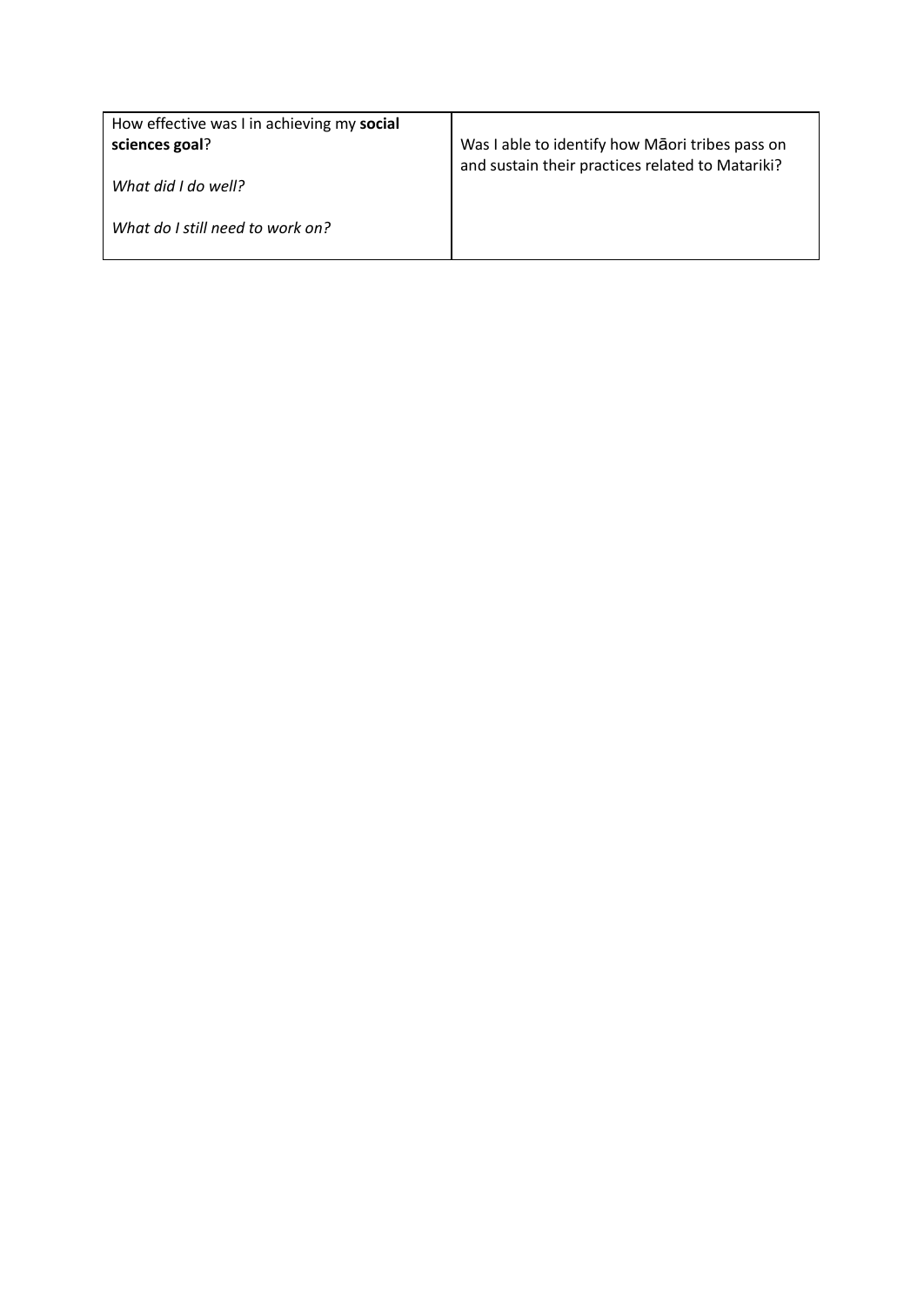| | |
|---|---|
| How effective was I in achieving my **social sciences goal**?<br><br>*What did I do well?*<br><br>*What do I still need to work on?* | Was I able to identify how Māori tribes pass on and sustain their practices related to Matariki? |